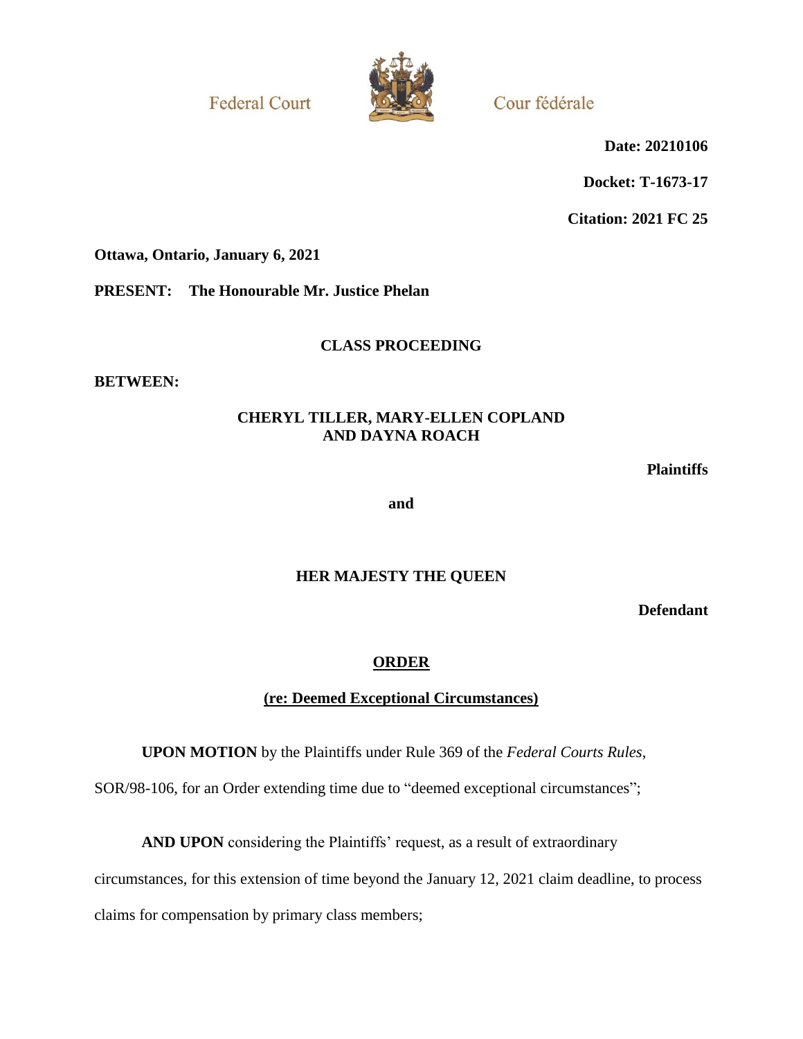Federal Court | Cour fédérale

**Date: 20210106**

**Docket: T-1673-17**

**Citation: 2021 FC 25**

**Ottawa, Ontario, January 6, 2021**

**PRESENT: The Honourable Mr. Justice Phelan**

**CLASS PROCEEDING**

**BETWEEN:**

**CHERYL TILLER, MARY-ELLEN COPLAND AND DAYNA ROACH**

**Plaintiffs**

**and**

**HER MAJESTY THE QUEEN**

**Defendant**

## ORDER

## (re: Deemed Exceptional Circumstances)

**UPON MOTION** by the Plaintiffs under Rule 369 of the *Federal Courts Rules*, SOR/98-106, for an Order extending time due to "deemed exceptional circumstances";

**AND UPON** considering the Plaintiffs' request, as a result of extraordinary circumstances, for this extension of time beyond the January 12, 2021 claim deadline, to process claims for compensation by primary class members;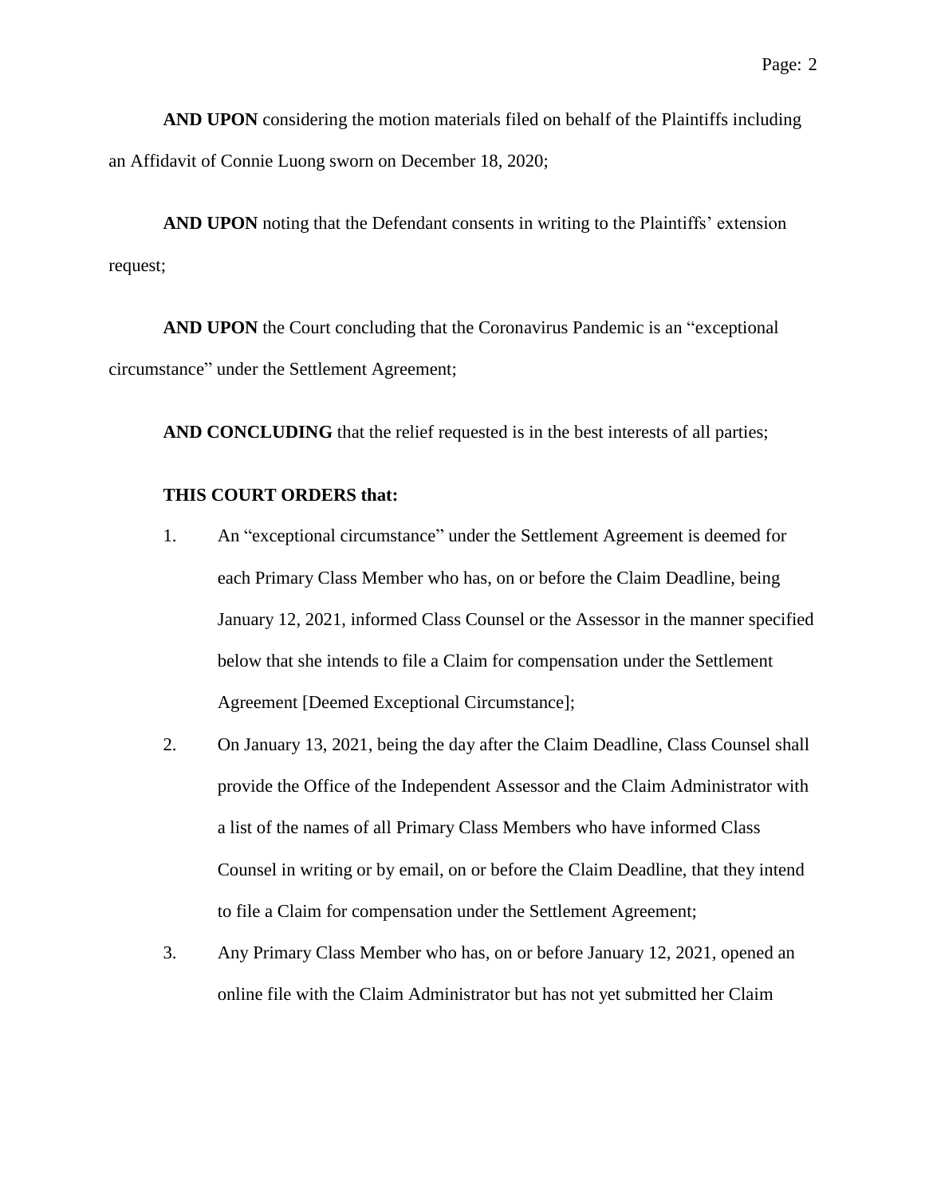**AND UPON** considering the motion materials filed on behalf of the Plaintiffs including an Affidavit of Connie Luong sworn on December 18, 2020;

**AND UPON** noting that the Defendant consents in writing to the Plaintiffs' extension request;

**AND UPON** the Court concluding that the Coronavirus Pandemic is an "exceptional circumstance" under the Settlement Agreement;

**AND CONCLUDING** that the relief requested is in the best interests of all parties;

**THIS COURT ORDERS that:**

1. An "exceptional circumstance" under the Settlement Agreement is deemed for each Primary Class Member who has, on or before the Claim Deadline, being January 12, 2021, informed Class Counsel or the Assessor in the manner specified below that she intends to file a Claim for compensation under the Settlement Agreement [Deemed Exceptional Circumstance];
2. On January 13, 2021, being the day after the Claim Deadline, Class Counsel shall provide the Office of the Independent Assessor and the Claim Administrator with a list of the names of all Primary Class Members who have informed Class Counsel in writing or by email, on or before the Claim Deadline, that they intend to file a Claim for compensation under the Settlement Agreement;
3. Any Primary Class Member who has, on or before January 12, 2021, opened an online file with the Claim Administrator but has not yet submitted her Claim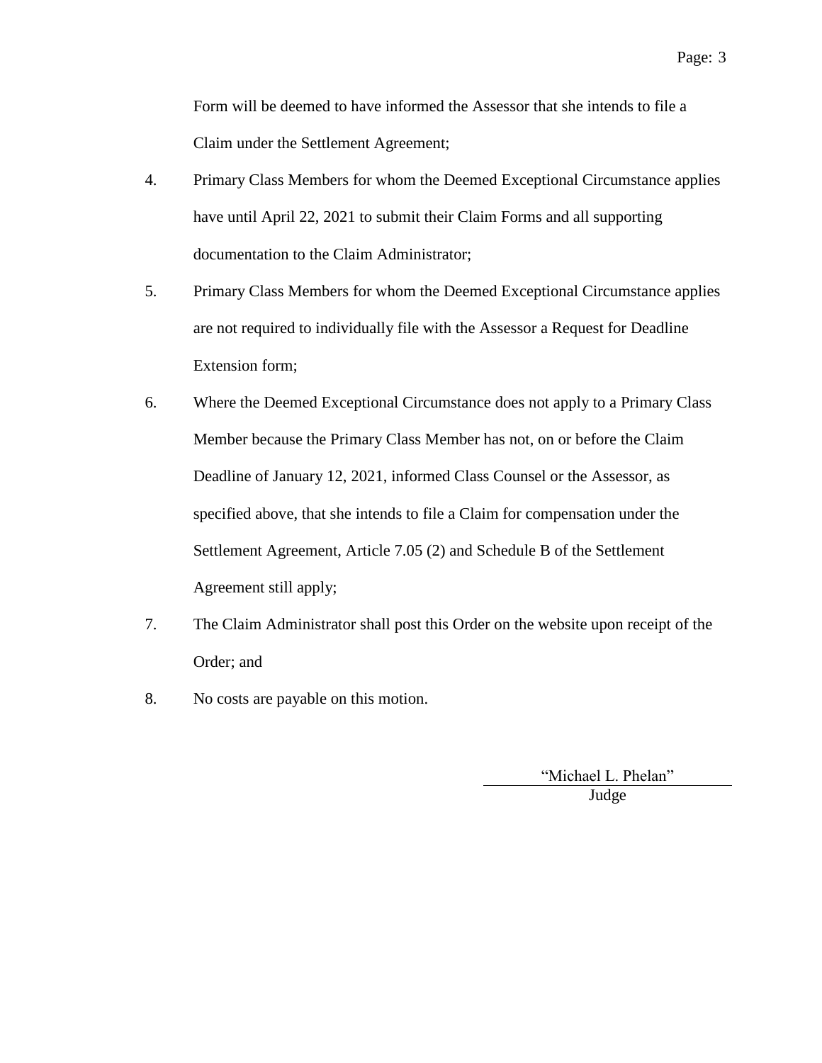Form will be deemed to have informed the Assessor that she intends to file a Claim under the Settlement Agreement;

4. Primary Class Members for whom the Deemed Exceptional Circumstance applies have until April 22, 2021 to submit their Claim Forms and all supporting documentation to the Claim Administrator;

5. Primary Class Members for whom the Deemed Exceptional Circumstance applies are not required to individually file with the Assessor a Request for Deadline Extension form;

6. Where the Deemed Exceptional Circumstance does not apply to a Primary Class Member because the Primary Class Member has not, on or before the Claim Deadline of January 12, 2021, informed Class Counsel or the Assessor, as specified above, that she intends to file a Claim for compensation under the Settlement Agreement, Article 7.05 (2) and Schedule B of the Settlement Agreement still apply;

7. The Claim Administrator shall post this Order on the website upon receipt of the Order; and

8. No costs are payable on this motion.

"Michael L. Phelan"
Judge